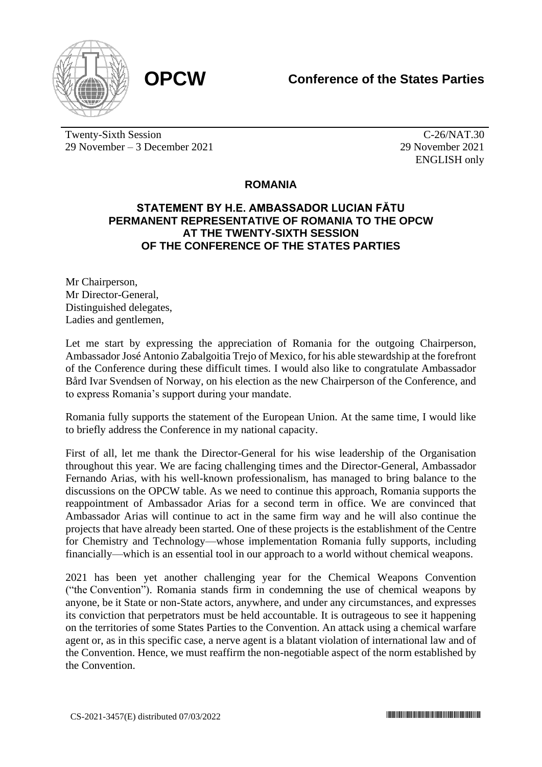**OPCW**

**Conference of the States Parties**

Twenty-Sixth Session
29 November – 3 December 2021

C-26/NAT.30
29 November 2021
ENGLISH only

## ROMANIA

### STATEMENT BY H.E. AMBASSADOR LUCIAN FĂTU PERMANENT REPRESENTATIVE OF ROMANIA TO THE OPCW AT THE TWENTY-SIXTH SESSION OF THE CONFERENCE OF THE STATES PARTIES

Mr Chairperson,
Mr Director-General,
Distinguished delegates,
Ladies and gentlemen,

Let me start by expressing the appreciation of Romania for the outgoing Chairperson, Ambassador José Antonio Zabalgoitia Trejo of Mexico, for his able stewardship at the forefront of the Conference during these difficult times. I would also like to congratulate Ambassador Bård Ivar Svendsen of Norway, on his election as the new Chairperson of the Conference, and to express Romania's support during your mandate.

Romania fully supports the statement of the European Union. At the same time, I would like to briefly address the Conference in my national capacity.

First of all, let me thank the Director-General for his wise leadership of the Organisation throughout this year. We are facing challenging times and the Director-General, Ambassador Fernando Arias, with his well-known professionalism, has managed to bring balance to the discussions on the OPCW table. As we need to continue this approach, Romania supports the reappointment of Ambassador Arias for a second term in office. We are convinced that Ambassador Arias will continue to act in the same firm way and he will also continue the projects that have already been started. One of these projects is the establishment of the Centre for Chemistry and Technology—whose implementation Romania fully supports, including financially—which is an essential tool in our approach to a world without chemical weapons.

2021 has been yet another challenging year for the Chemical Weapons Convention ("the Convention"). Romania stands firm in condemning the use of chemical weapons by anyone, be it State or non-State actors, anywhere, and under any circumstances, and expresses its conviction that perpetrators must be held accountable. It is outrageous to see it happening on the territories of some States Parties to the Convention. An attack using a chemical warfare agent or, as in this specific case, a nerve agent is a blatant violation of international law and of the Convention. Hence, we must reaffirm the non-negotiable aspect of the norm established by the Convention.

CS-2021-3457(E) distributed 07/03/2022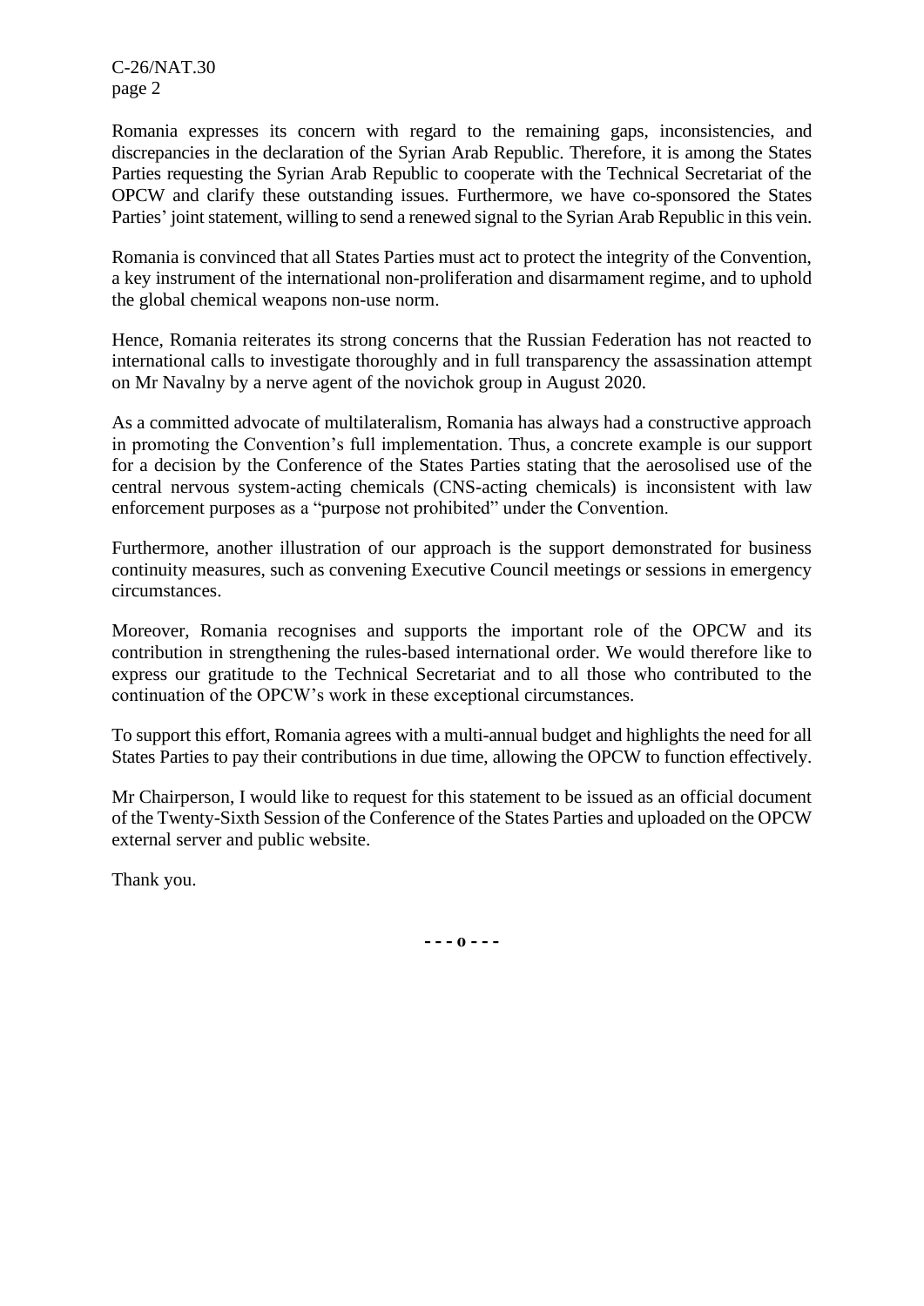Romania expresses its concern with regard to the remaining gaps, inconsistencies, and discrepancies in the declaration of the Syrian Arab Republic. Therefore, it is among the States Parties requesting the Syrian Arab Republic to cooperate with the Technical Secretariat of the OPCW and clarify these outstanding issues. Furthermore, we have co-sponsored the States Parties' joint statement, willing to send a renewed signal to the Syrian Arab Republic in this vein.

Romania is convinced that all States Parties must act to protect the integrity of the Convention, a key instrument of the international non-proliferation and disarmament regime, and to uphold the global chemical weapons non-use norm.

Hence, Romania reiterates its strong concerns that the Russian Federation has not reacted to international calls to investigate thoroughly and in full transparency the assassination attempt on Mr Navalny by a nerve agent of the novichok group in August 2020.

As a committed advocate of multilateralism, Romania has always had a constructive approach in promoting the Convention's full implementation. Thus, a concrete example is our support for a decision by the Conference of the States Parties stating that the aerosolised use of the central nervous system-acting chemicals (CNS-acting chemicals) is inconsistent with law enforcement purposes as a "purpose not prohibited" under the Convention.

Furthermore, another illustration of our approach is the support demonstrated for business continuity measures, such as convening Executive Council meetings or sessions in emergency circumstances.

Moreover, Romania recognises and supports the important role of the OPCW and its contribution in strengthening the rules-based international order. We would therefore like to express our gratitude to the Technical Secretariat and to all those who contributed to the continuation of the OPCW's work in these exceptional circumstances.

To support this effort, Romania agrees with a multi-annual budget and highlights the need for all States Parties to pay their contributions in due time, allowing the OPCW to function effectively.

Mr Chairperson, I would like to request for this statement to be issued as an official document of the Twenty-Sixth Session of the Conference of the States Parties and uploaded on the OPCW external server and public website.

Thank you.

**- - - o - - -**